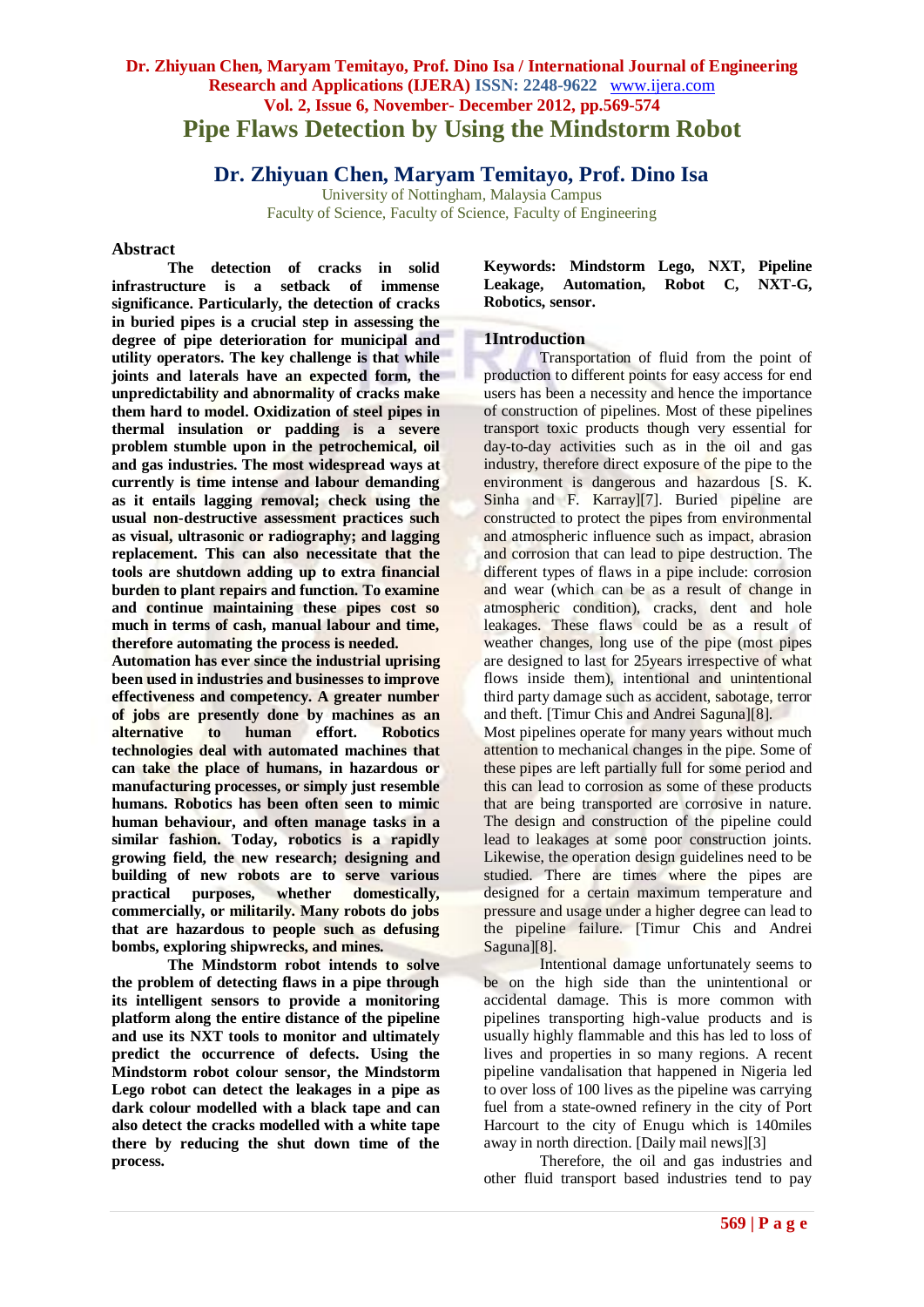# Pipe Flaws Detection by Using the Mindstorm Robot

## Dr. Zhiyuan Chen, Maryam Temitayo, Prof. Dino Isa

University of Nottingham, Malaysia Campus
Faculty of Science, Faculty of Science, Faculty of Engineering

### Abstract

**The detection of cracks in solid infrastructure is a setback of immense significance. Particularly, the detection of cracks in buried pipes is a crucial step in assessing the degree of pipe deterioration for municipal and utility operators. The key challenge is that while joints and laterals have an expected form, the unpredictability and abnormality of cracks make them hard to model. Oxidization of steel pipes in thermal insulation or padding is a severe problem stumble upon in the petrochemical, oil and gas industries. The most widespread ways at currently is time intense and labour demanding as it entails lagging removal; check using the usual non-destructive assessment practices such as visual, ultrasonic or radiography; and lagging replacement. This can also necessitate that the tools are shutdown adding up to extra financial burden to plant repairs and function. To examine and continue maintaining these pipes cost so much in terms of cash, manual labour and time, therefore automating the process is needed.**

**Automation has ever since the industrial uprising been used in industries and businesses to improve effectiveness and competency. A greater number of jobs are presently done by machines as an alternative to human effort. Robotics technologies deal with automated machines that can take the place of humans, in hazardous or manufacturing processes, or simply just resemble humans. Robotics has been often seen to mimic human behaviour, and often manage tasks in a similar fashion. Today, robotics is a rapidly growing field, the new research; designing and building of new robots are to serve various practical purposes, whether domestically, commercially, or militarily. Many robots do jobs that are hazardous to people such as defusing bombs, exploring shipwrecks, and mines.**

**The Mindstorm robot intends to solve the problem of detecting flaws in a pipe through its intelligent sensors to provide a monitoring platform along the entire distance of the pipeline and use its NXT tools to monitor and ultimately predict the occurrence of defects. Using the Mindstorm robot colour sensor, the Mindstorm Lego robot can detect the leakages in a pipe as dark colour modelled with a black tape and can also detect the cracks modelled with a white tape there by reducing the shut down time of the process.**

**Keywords: Mindstorm Lego, NXT, Pipeline Leakage, Automation, Robot C, NXT-G, Robotics, sensor.**

### 1Introduction

Transportation of fluid from the point of production to different points for easy access for end users has been a necessity and hence the importance of construction of pipelines. Most of these pipelines transport toxic products though very essential for day-to-day activities such as in the oil and gas industry, therefore direct exposure of the pipe to the environment is dangerous and hazardous [S. K. Sinha and F. Karray][7]. Buried pipeline are constructed to protect the pipes from environmental and atmospheric influence such as impact, abrasion and corrosion that can lead to pipe destruction. The different types of flaws in a pipe include: corrosion and wear (which can be as a result of change in atmospheric condition), cracks, dent and hole leakages. These flaws could be as a result of weather changes, long use of the pipe (most pipes are designed to last for 25years irrespective of what flows inside them), intentional and unintentional third party damage such as accident, sabotage, terror and theft. [Timur Chis and Andrei Saguna][8].

Most pipelines operate for many years without much attention to mechanical changes in the pipe. Some of these pipes are left partially full for some period and this can lead to corrosion as some of these products that are being transported are corrosive in nature. The design and construction of the pipeline could lead to leakages at some poor construction joints. Likewise, the operation design guidelines need to be studied. There are times where the pipes are designed for a certain maximum temperature and pressure and usage under a higher degree can lead to the pipeline failure. [Timur Chis and Andrei Saguna][8].

Intentional damage unfortunately seems to be on the high side than the unintentional or accidental damage. This is more common with pipelines transporting high-value products and is usually highly flammable and this has led to loss of lives and properties in so many regions. A recent pipeline vandalisation that happened in Nigeria led to over loss of 100 lives as the pipeline was carrying fuel from a state-owned refinery in the city of Port Harcourt to the city of Enugu which is 140miles away in north direction. [Daily mail news][3]

Therefore, the oil and gas industries and other fluid transport based industries tend to pay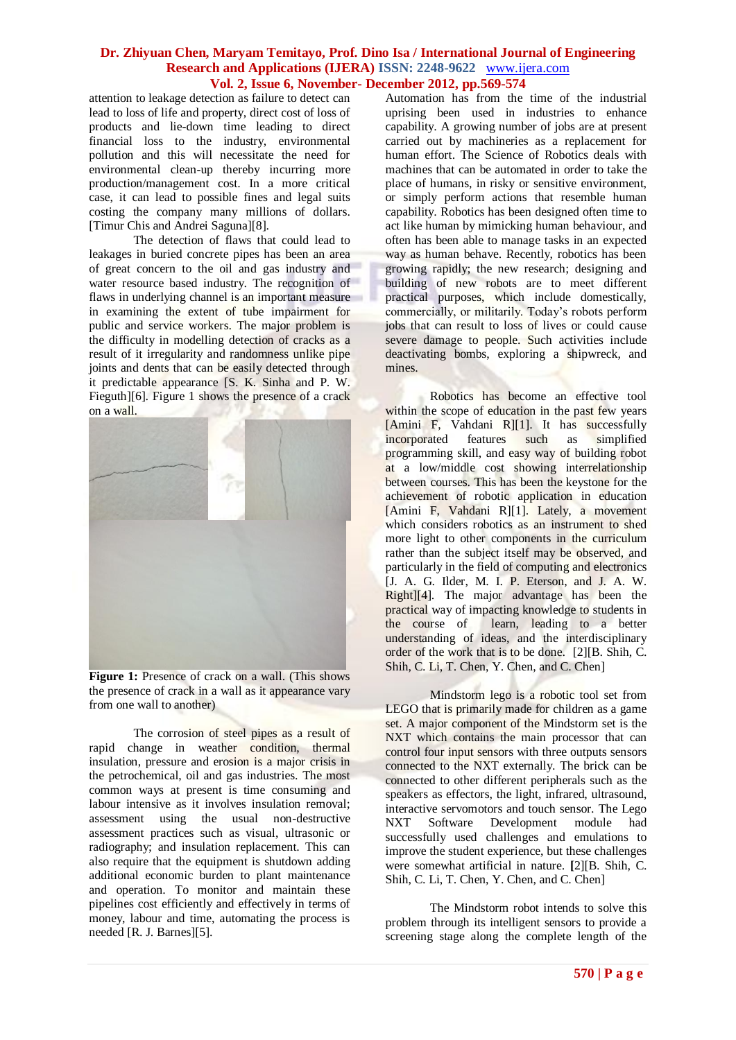attention to leakage detection as failure to detect can lead to loss of life and property, direct cost of loss of products and lie-down time leading to direct financial loss to the industry, environmental pollution and this will necessitate the need for environmental clean-up thereby incurring more production/management cost. In a more critical case, it can lead to possible fines and legal suits costing the company many millions of dollars. [Timur Chis and Andrei Saguna][8].

The detection of flaws that could lead to leakages in buried concrete pipes has been an area of great concern to the oil and gas industry and water resource based industry. The recognition of flaws in underlying channel is an important measure in examining the extent of tube impairment for public and service workers. The major problem is the difficulty in modelling detection of cracks as a result of it irregularity and randomness unlike pipe joints and dents that can be easily detected through it predictable appearance [S. K. Sinha and P. W. Fieguth][6]. Figure 1 shows the presence of a crack on a wall.

**Figure 1:** Presence of crack on a wall. (This shows the presence of crack in a wall as it appearance vary from one wall to another)

The corrosion of steel pipes as a result of rapid change in weather condition, thermal insulation, pressure and erosion is a major crisis in the petrochemical, oil and gas industries. The most common ways at present is time consuming and labour intensive as it involves insulation removal; assessment using the usual non-destructive assessment practices such as visual, ultrasonic or radiography; and insulation replacement. This can also require that the equipment is shutdown adding additional economic burden to plant maintenance and operation. To monitor and maintain these pipelines cost efficiently and effectively in terms of money, labour and time, automating the process is needed [R. J. Barnes][5].

Automation has from the time of the industrial uprising been used in industries to enhance capability. A growing number of jobs are at present carried out by machineries as a replacement for human effort. The Science of Robotics deals with machines that can be automated in order to take the place of humans, in risky or sensitive environment, or simply perform actions that resemble human capability. Robotics has been designed often time to act like human by mimicking human behaviour, and often has been able to manage tasks in an expected way as human behave. Recently, robotics has been growing rapidly; the new research; designing and building of new robots are to meet different practical purposes, which include domestically, commercially, or militarily. Today's robots perform jobs that can result to loss of lives or could cause severe damage to people. Such activities include deactivating bombs, exploring a shipwreck, and mines.

Robotics has become an effective tool within the scope of education in the past few years [Amini F, Vahdani R][1]. It has successfully incorporated features such as simplified programming skill, and easy way of building robot at a low/middle cost showing interrelationship between courses. This has been the keystone for the achievement of robotic application in education [Amini F, Vahdani R][1]. Lately, a movement which considers robotics as an instrument to shed more light to other components in the curriculum rather than the subject itself may be observed, and particularly in the field of computing and electronics [J. A. G. Ilder, M. I. P. Eterson, and J. A. W. Right][4]. The major advantage has been the practical way of impacting knowledge to students in the course of learn, leading to a better understanding of ideas, and the interdisciplinary order of the work that is to be done. [2][B. Shih, C. Shih, C. Li, T. Chen, Y. Chen, and C. Chen]

Mindstorm lego is a robotic tool set from LEGO that is primarily made for children as a game set. A major component of the Mindstorm set is the NXT which contains the main processor that can control four input sensors with three outputs sensors connected to the NXT externally. The brick can be connected to other different peripherals such as the speakers as effectors, the light, infrared, ultrasound, interactive servomotors and touch sensor. The Lego NXT Software Development module had successfully used challenges and emulations to improve the student experience, but these challenges were somewhat artificial in nature. **[**2][B. Shih, C. Shih, C. Li, T. Chen, Y. Chen, and C. Chen]

The Mindstorm robot intends to solve this problem through its intelligent sensors to provide a screening stage along the complete length of the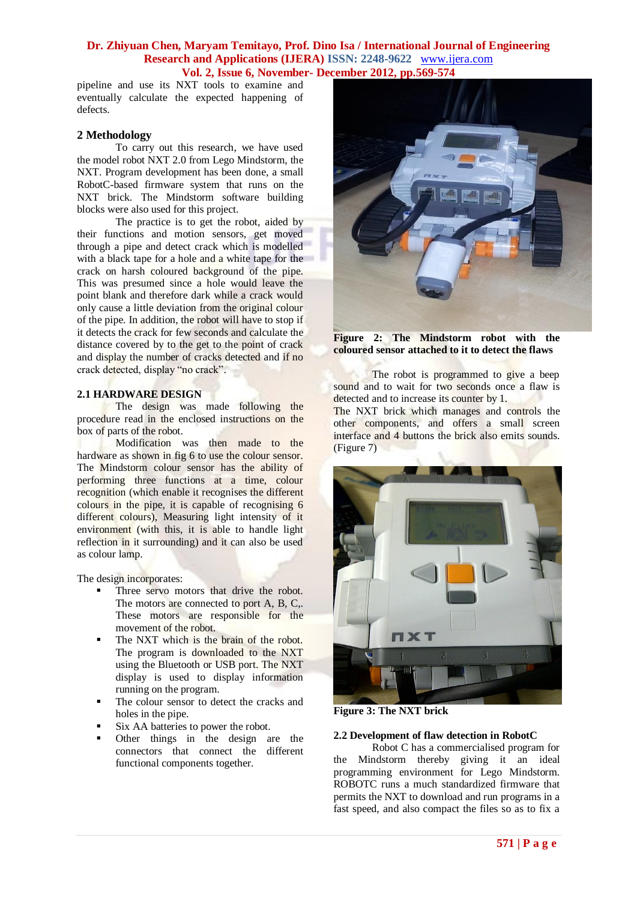pipeline and use its NXT tools to examine and eventually calculate the expected happening of defects.

## 2 Methodology

To carry out this research, we have used the model robot NXT 2.0 from Lego Mindstorm, the NXT. Program development has been done, a small RobotC-based firmware system that runs on the NXT brick. The Mindstorm software building blocks were also used for this project.

The practice is to get the robot, aided by their functions and motion sensors, get moved through a pipe and detect crack which is modelled with a black tape for a hole and a white tape for the crack on harsh coloured background of the pipe. This was presumed since a hole would leave the point blank and therefore dark while a crack would only cause a little deviation from the original colour of the pipe. In addition, the robot will have to stop if it detects the crack for few seconds and calculate the distance covered by to the get to the point of crack and display the number of cracks detected and if no crack detected, display "no crack".

### 2.1 HARDWARE DESIGN

The design was made following the procedure read in the enclosed instructions on the box of parts of the robot.

Modification was then made to the hardware as shown in fig 6 to use the colour sensor. The Mindstorm colour sensor has the ability of performing three functions at a time, colour recognition (which enable it recognises the different colours in the pipe, it is capable of recognising 6 different colours), Measuring light intensity of it environment (with this, it is able to handle light reflection in it surrounding) and it can also be used as colour lamp.

The design incorporates:

- Three servo motors that drive the robot. The motors are connected to port A, B, C,. These motors are responsible for the movement of the robot.
- The NXT which is the brain of the robot. The program is downloaded to the NXT using the Bluetooth or USB port. The NXT display is used to display information running on the program.
- The colour sensor to detect the cracks and holes in the pipe.
- Six AA batteries to power the robot.
- Other things in the design are the connectors that connect the different functional components together.

**Figure 2: The Mindstorm robot with the coloured sensor attached to it to detect the flaws**

The robot is programmed to give a beep sound and to wait for two seconds once a flaw is detected and to increase its counter by 1.

The NXT brick which manages and controls the other components, and offers a small screen interface and 4 buttons the brick also emits sounds. (Figure 7)

**Figure 3: The NXT brick**

### 2.2 Development of flaw detection in RobotC

Robot C has a commercialised program for the Mindstorm thereby giving it an ideal programming environment for Lego Mindstorm. ROBOTC runs a much standardized firmware that permits the NXT to download and run programs in a fast speed, and also compact the files so as to fix a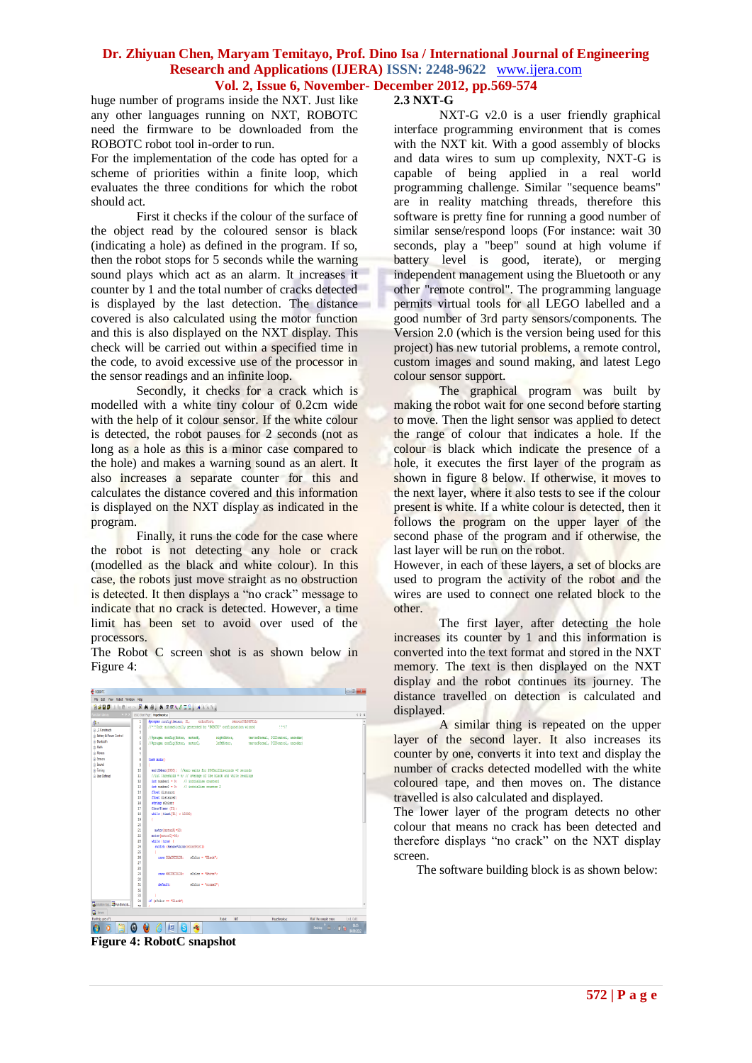huge number of programs inside the NXT. Just like any other languages running on NXT, ROBOTC need the firmware to be downloaded from the ROBOTC robot tool in-order to run.

For the implementation of the code has opted for a scheme of priorities within a finite loop, which evaluates the three conditions for which the robot should act.

First it checks if the colour of the surface of the object read by the coloured sensor is black (indicating a hole) as defined in the program. If so, then the robot stops for 5 seconds while the warning sound plays which act as an alarm. It increases it counter by 1 and the total number of cracks detected is displayed by the last detection. The distance covered is also calculated using the motor function and this is also displayed on the NXT display. This check will be carried out within a specified time in the code, to avoid excessive use of the processor in the sensor readings and an infinite loop.

Secondly, it checks for a crack which is modelled with a white tiny colour of 0.2cm wide with the help of it colour sensor. If the white colour is detected, the robot pauses for 2 seconds (not as long as a hole as this is a minor case compared to the hole) and makes a warning sound as an alert. It also increases a separate counter for this and calculates the distance covered and this information is displayed on the NXT display as indicated in the program.

Finally, it runs the code for the case where the robot is not detecting any hole or crack (modelled as the black and white colour). In this case, the robots just move straight as no obstruction is detected. It then displays a "no crack" message to indicate that no crack is detected. However, a time limit has been set to avoid over used of the processors.

The Robot C screen shot is as shown below in Figure 4:

**Figure 4: RobotC snapshot**

## 2.3 NXT-G

NXT-G v2.0 is a user friendly graphical interface programming environment that is comes with the NXT kit. With a good assembly of blocks and data wires to sum up complexity, NXT-G is capable of being applied in a real world programming challenge. Similar "sequence beams" are in reality matching threads, therefore this software is pretty fine for running a good number of similar sense/respond loops (For instance: wait 30 seconds, play a "beep" sound at high volume if battery level is good, iterate), or merging independent management using the Bluetooth or any other "remote control". The programming language permits virtual tools for all LEGO labelled and a good number of 3rd party sensors/components. The Version 2.0 (which is the version being used for this project) has new tutorial problems, a remote control, custom images and sound making, and latest Lego colour sensor support.

The graphical program was built by making the robot wait for one second before starting to move. Then the light sensor was applied to detect the range of colour that indicates a hole. If the colour is black which indicate the presence of a hole, it executes the first layer of the program as shown in figure 8 below. If otherwise, it moves to the next layer, where it also tests to see if the colour present is white. If a white colour is detected, then it follows the program on the upper layer of the second phase of the program and if otherwise, the last layer will be run on the robot.

However, in each of these layers, a set of blocks are used to program the activity of the robot and the wires are used to connect one related block to the other.

The first layer, after detecting the hole increases its counter by 1 and this information is converted into the text format and stored in the NXT memory. The text is then displayed on the NXT display and the robot continues its journey. The distance travelled on detection is calculated and displayed.

A similar thing is repeated on the upper layer of the second layer. It also increases its counter by one, converts it into text and display the number of cracks detected modelled with the white coloured tape, and then moves on. The distance travelled is also calculated and displayed.

The lower layer of the program detects no other colour that means no crack has been detected and therefore displays "no crack" on the NXT display screen.

The software building block is as shown below: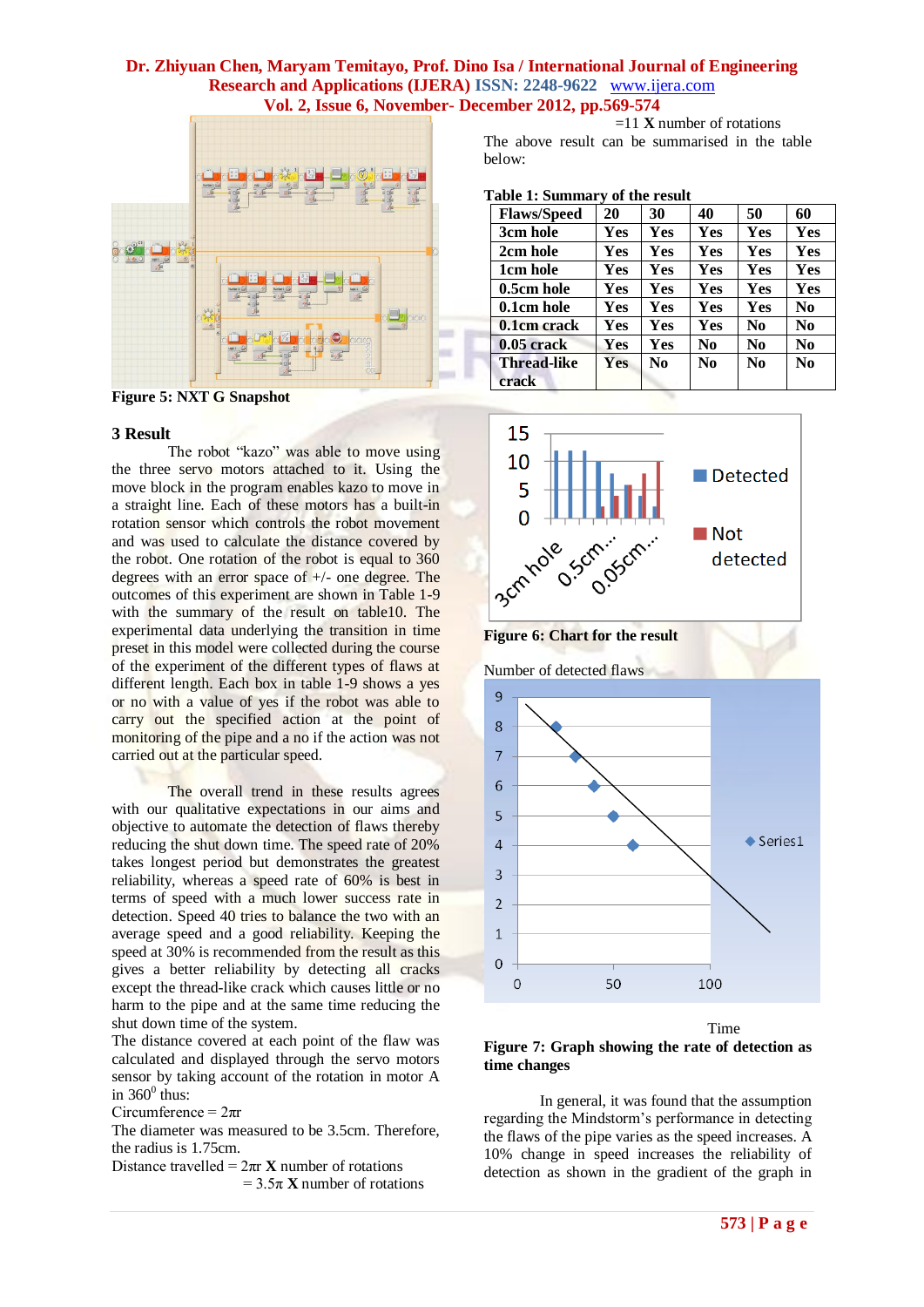Figure 5: NXT G Snapshot

## 3 Result

The robot "kazo" was able to move using the three servo motors attached to it. Using the move block in the program enables kazo to move in a straight line. Each of these motors has a built-in rotation sensor which controls the robot movement and was used to calculate the distance covered by the robot. One rotation of the robot is equal to 360 degrees with an error space of +/- one degree. The outcomes of this experiment are shown in Table 1-9 with the summary of the result on table10. The experimental data underlying the transition in time preset in this model were collected during the course of the experiment of the different types of flaws at different length. Each box in table 1-9 shows a yes or no with a value of yes if the robot was able to carry out the specified action at the point of monitoring of the pipe and a no if the action was not carried out at the particular speed.

The overall trend in these results agrees with our qualitative expectations in our aims and objective to automate the detection of flaws thereby reducing the shut down time. The speed rate of 20% takes longest period but demonstrates the greatest reliability, whereas a speed rate of 60% is best in terms of speed with a much lower success rate in detection. Speed 40 tries to balance the two with an average speed and a good reliability. Keeping the speed at 30% is recommended from the result as this gives a better reliability by detecting all cracks except the thread-like crack which causes little or no harm to the pipe and at the same time reducing the shut down time of the system.

The distance covered at each point of the flaw was calculated and displayed through the servo motors sensor by taking account of the rotation in motor A in $360^0$ thus:

Circumference = $2\pi r$

The diameter was measured to be 3.5cm. Therefore, the radius is 1.75cm.

Distance travelled = $2\pi r$ **X** number of rotations

= $3.5\pi$ **X** number of rotations

=11 **X** number of rotations

The above result can be summarised in the table below:

**Table 1: Summary of the result**

| Flaws/Speed | 20 | 30 | 40 | 50 | 60 |
|---|---|---|---|---|---|
| 3cm hole | Yes | Yes | Yes | Yes | Yes |
| 2cm hole | Yes | Yes | Yes | Yes | Yes |
| 1cm hole | Yes | Yes | Yes | Yes | Yes |
| 0.5cm hole | Yes | Yes | Yes | Yes | Yes |
| 0.1cm hole | Yes | Yes | Yes | Yes | No |
| 0.1cm crack | Yes | Yes | Yes | No | No |
| 0.05 crack | Yes | Yes | No | No | No |
| Thread-like crack | Yes | No | No | No | No |

Figure 6: Chart for the result

Figure 7: Graph showing the rate of detection as time changes

In general, it was found that the assumption regarding the Mindstorm's performance in detecting the flaws of the pipe varies as the speed increases. A 10% change in speed increases the reliability of detection as shown in the gradient of the graph in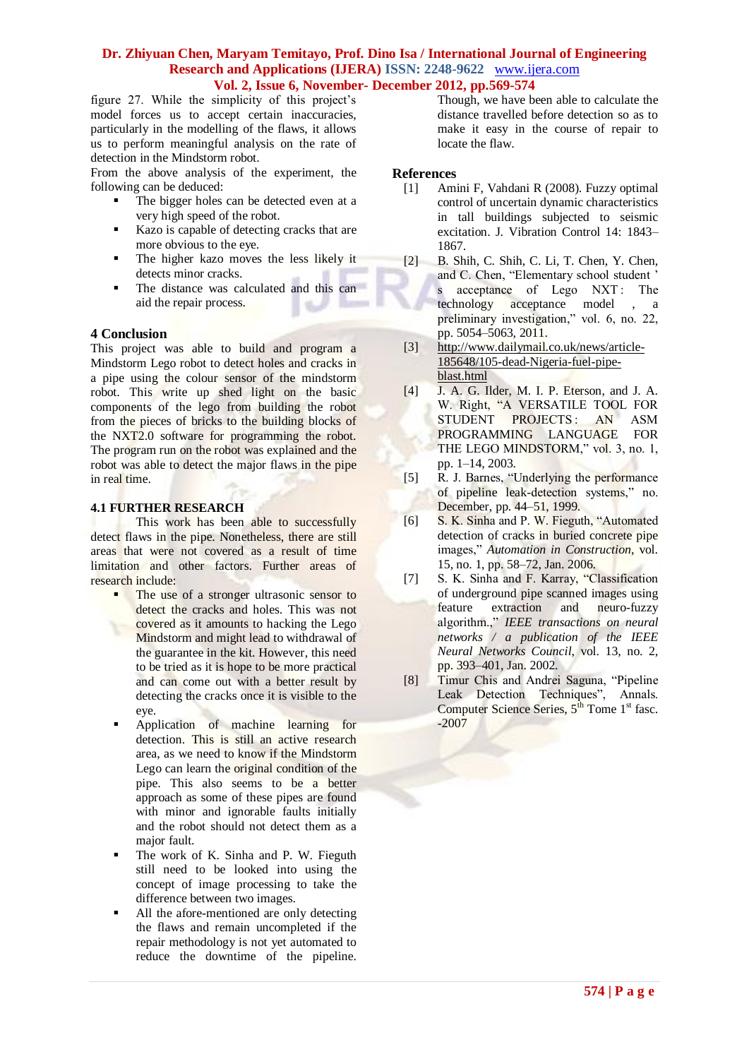figure 27. While the simplicity of this project's model forces us to accept certain inaccuracies, particularly in the modelling of the flaws, it allows us to perform meaningful analysis on the rate of detection in the Mindstorm robot.

From the above analysis of the experiment, the following can be deduced:

- The bigger holes can be detected even at a very high speed of the robot.
- Kazo is capable of detecting cracks that are more obvious to the eye.
- The higher kazo moves the less likely it detects minor cracks.
- The distance was calculated and this can aid the repair process.

## 4 Conclusion

This project was able to build and program a Mindstorm Lego robot to detect holes and cracks in a pipe using the colour sensor of the mindstorm robot. This write up shed light on the basic components of the lego from building the robot from the pieces of bricks to the building blocks of the NXT2.0 software for programming the robot. The program run on the robot was explained and the robot was able to detect the major flaws in the pipe in real time.

### 4.1 FURTHER RESEARCH

This work has been able to successfully detect flaws in the pipe. Nonetheless, there are still areas that were not covered as a result of time limitation and other factors. Further areas of research include:

- The use of a stronger ultrasonic sensor to detect the cracks and holes. This was not covered as it amounts to hacking the Lego Mindstorm and might lead to withdrawal of the guarantee in the kit. However, this need to be tried as it is hope to be more practical and can come out with a better result by detecting the cracks once it is visible to the eye.
- Application of machine learning for detection. This is still an active research area, as we need to know if the Mindstorm Lego can learn the original condition of the pipe. This also seems to be a better approach as some of these pipes are found with minor and ignorable faults initially and the robot should not detect them as a major fault.
- The work of K. Sinha and P. W. Fieguth still need to be looked into using the concept of image processing to take the difference between two images.
- All the afore-mentioned are only detecting the flaws and remain uncompleted if the repair methodology is not yet automated to reduce the downtime of the pipeline.

Though, we have been able to calculate the distance travelled before detection so as to make it easy in the course of repair to locate the flaw.

## References

[1] Amini F, Vahdani R (2008). Fuzzy optimal control of uncertain dynamic characteristics in tall buildings subjected to seismic excitation. J. Vibration Control 14: 1843–1867.

[2] B. Shih, C. Shih, C. Li, T. Chen, Y. Chen, and C. Chen, "Elementary school student ' s acceptance of Lego NXT : The technology acceptance model , a preliminary investigation," vol. 6, no. 22, pp. 5054–5063, 2011.

[3] http://www.dailymail.co.uk/news/article-185648/105-dead-Nigeria-fuel-pipe-blast.html

[4] J. A. G. Ilder, M. I. P. Eterson, and J. A. W. Right, "A VERSATILE TOOL FOR STUDENT PROJECTS : AN ASM PROGRAMMING LANGUAGE FOR THE LEGO MINDSTORM," vol. 3, no. 1, pp. 1–14, 2003.

[5] R. J. Barnes, "Underlying the performance of pipeline leak-detection systems," no. December, pp. 44–51, 1999.

[6] S. K. Sinha and P. W. Fieguth, "Automated detection of cracks in buried concrete pipe images," *Automation in Construction*, vol. 15, no. 1, pp. 58–72, Jan. 2006.

[7] S. K. Sinha and F. Karray, "Classification of underground pipe scanned images using feature extraction and neuro-fuzzy algorithm.," *IEEE transactions on neural networks / a publication of the IEEE Neural Networks Council*, vol. 13, no. 2, pp. 393–401, Jan. 2002.

[8] Timur Chis and Andrei Saguna, "Pipeline Leak Detection Techniques", Annals. Computer Science Series, 5th Tome 1st fasc. -2007